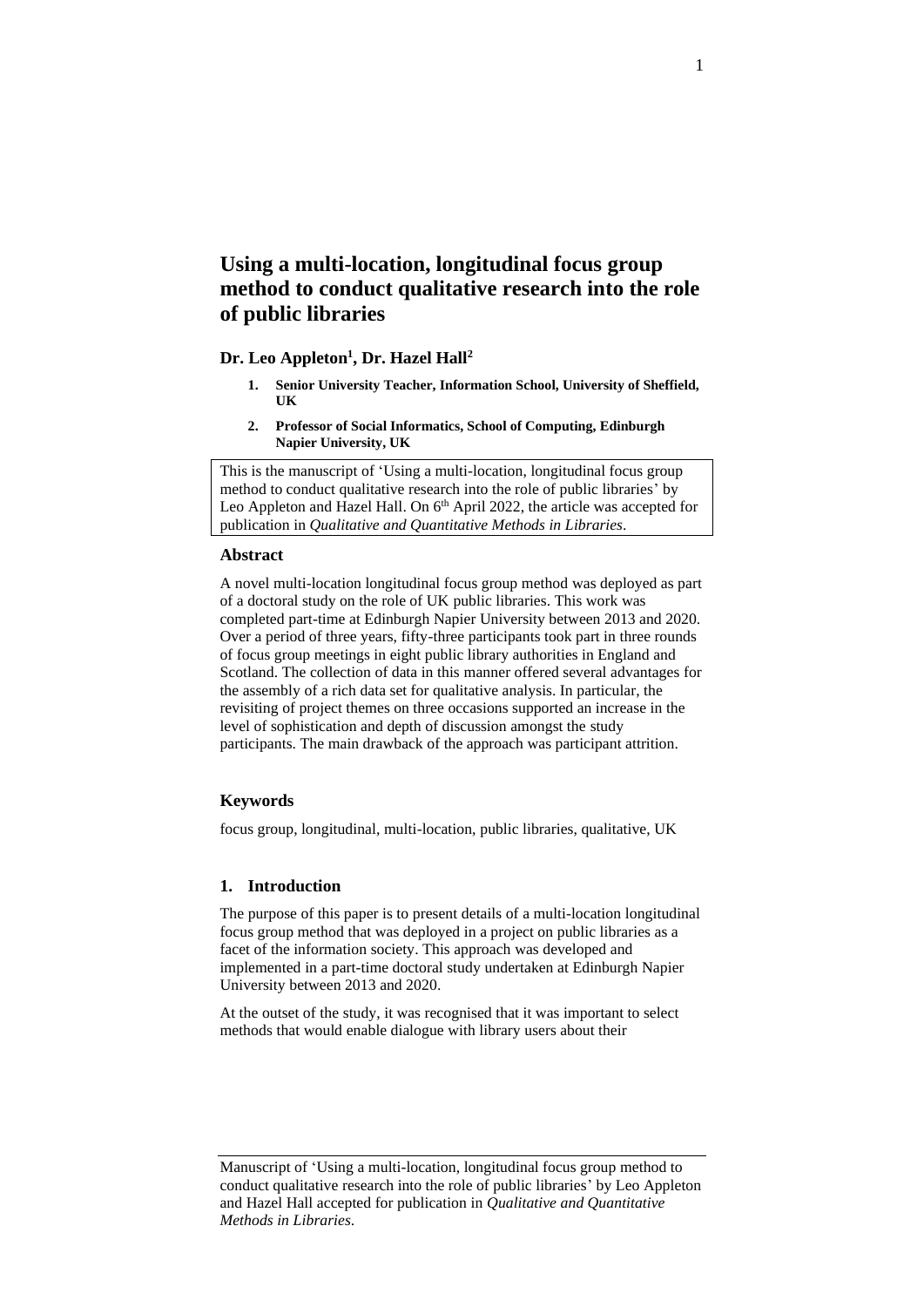# Using a multi-location, longitudinal focus group method to conduct qualitative research into the role of public libraries

**Dr. Leo Appleton[1], Dr. Hazel Hall[2]**

1. **Senior University Teacher, Information School, University of Sheffield, UK**
2. **Professor of Social Informatics, School of Computing, Edinburgh Napier University, UK**

This is the manuscript of 'Using a multi-location, longitudinal focus group method to conduct qualitative research into the role of public libraries' by Leo Appleton and Hazel Hall. On 6th April 2022, the article was accepted for publication in *Qualitative and Quantitative Methods in Libraries*.

### Abstract

A novel multi-location longitudinal focus group method was deployed as part of a doctoral study on the role of UK public libraries. This work was completed part-time at Edinburgh Napier University between 2013 and 2020. Over a period of three years, fifty-three participants took part in three rounds of focus group meetings in eight public library authorities in England and Scotland. The collection of data in this manner offered several advantages for the assembly of a rich data set for qualitative analysis. In particular, the revisiting of project themes on three occasions supported an increase in the level of sophistication and depth of discussion amongst the study participants. The main drawback of the approach was participant attrition.

### Keywords

focus group, longitudinal, multi-location, public libraries, qualitative, UK

### 1. Introduction

The purpose of this paper is to present details of a multi-location longitudinal focus group method that was deployed in a project on public libraries as a facet of the information society. This approach was developed and implemented in a part-time doctoral study undertaken at Edinburgh Napier University between 2013 and 2020.

At the outset of the study, it was recognised that it was important to select methods that would enable dialogue with library users about their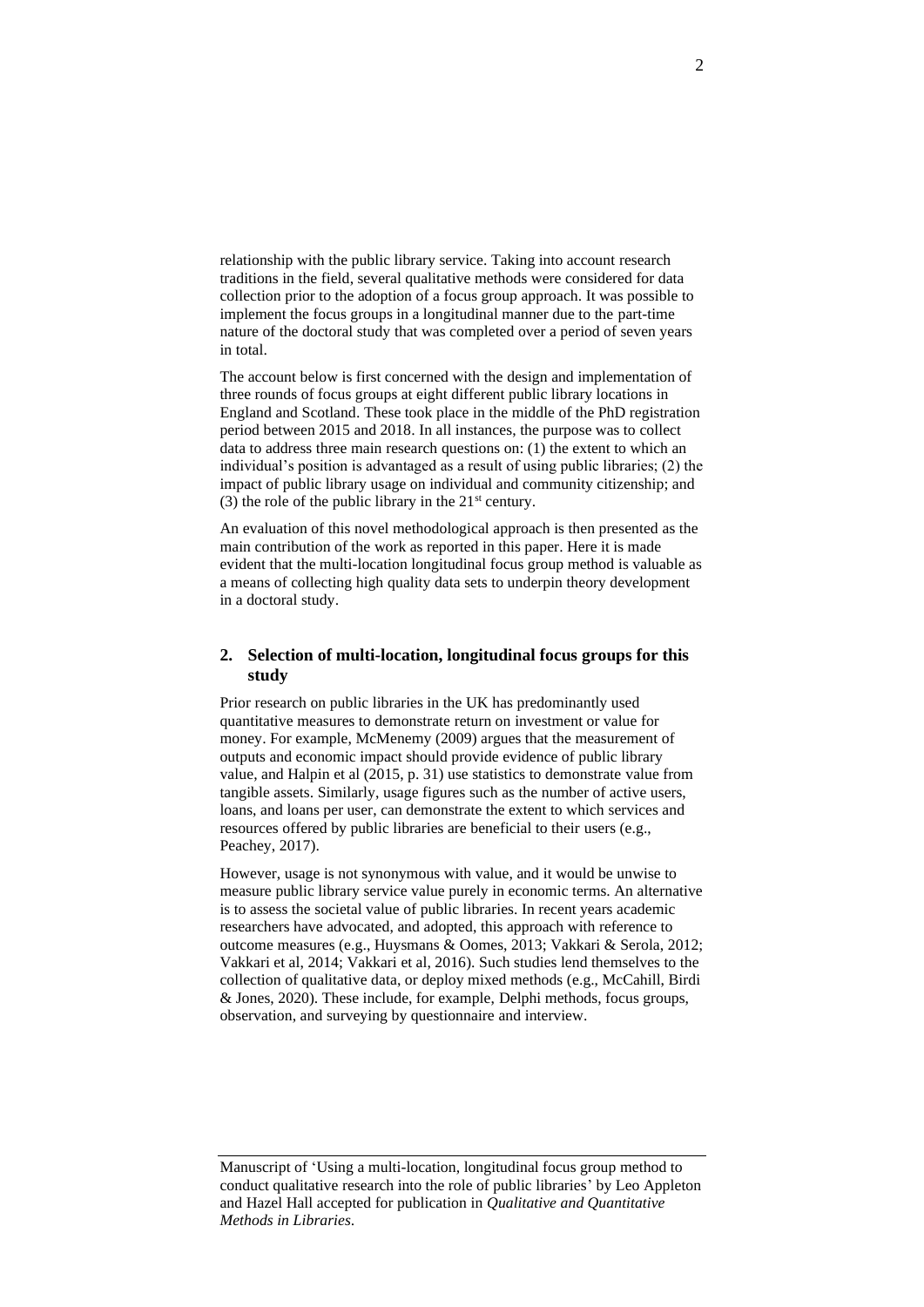relationship with the public library service. Taking into account research traditions in the field, several qualitative methods were considered for data collection prior to the adoption of a focus group approach. It was possible to implement the focus groups in a longitudinal manner due to the part-time nature of the doctoral study that was completed over a period of seven years in total.

The account below is first concerned with the design and implementation of three rounds of focus groups at eight different public library locations in England and Scotland. These took place in the middle of the PhD registration period between 2015 and 2018. In all instances, the purpose was to collect data to address three main research questions on: (1) the extent to which an individual's position is advantaged as a result of using public libraries; (2) the impact of public library usage on individual and community citizenship; and (3) the role of the public library in the 21st century.

An evaluation of this novel methodological approach is then presented as the main contribution of the work as reported in this paper. Here it is made evident that the multi-location longitudinal focus group method is valuable as a means of collecting high quality data sets to underpin theory development in a doctoral study.

## 2. Selection of multi-location, longitudinal focus groups for this study

Prior research on public libraries in the UK has predominantly used quantitative measures to demonstrate return on investment or value for money. For example, McMenemy (2009) argues that the measurement of outputs and economic impact should provide evidence of public library value, and Halpin et al (2015, p. 31) use statistics to demonstrate value from tangible assets. Similarly, usage figures such as the number of active users, loans, and loans per user, can demonstrate the extent to which services and resources offered by public libraries are beneficial to their users (e.g., Peachey, 2017).

However, usage is not synonymous with value, and it would be unwise to measure public library service value purely in economic terms. An alternative is to assess the societal value of public libraries. In recent years academic researchers have advocated, and adopted, this approach with reference to outcome measures (e.g., Huysmans & Oomes, 2013; Vakkari & Serola, 2012; Vakkari et al, 2014; Vakkari et al, 2016). Such studies lend themselves to the collection of qualitative data, or deploy mixed methods (e.g., McCahill, Birdi & Jones, 2020). These include, for example, Delphi methods, focus groups, observation, and surveying by questionnaire and interview.

Manuscript of 'Using a multi-location, longitudinal focus group method to conduct qualitative research into the role of public libraries' by Leo Appleton and Hazel Hall accepted for publication in *Qualitative and Quantitative Methods in Libraries*.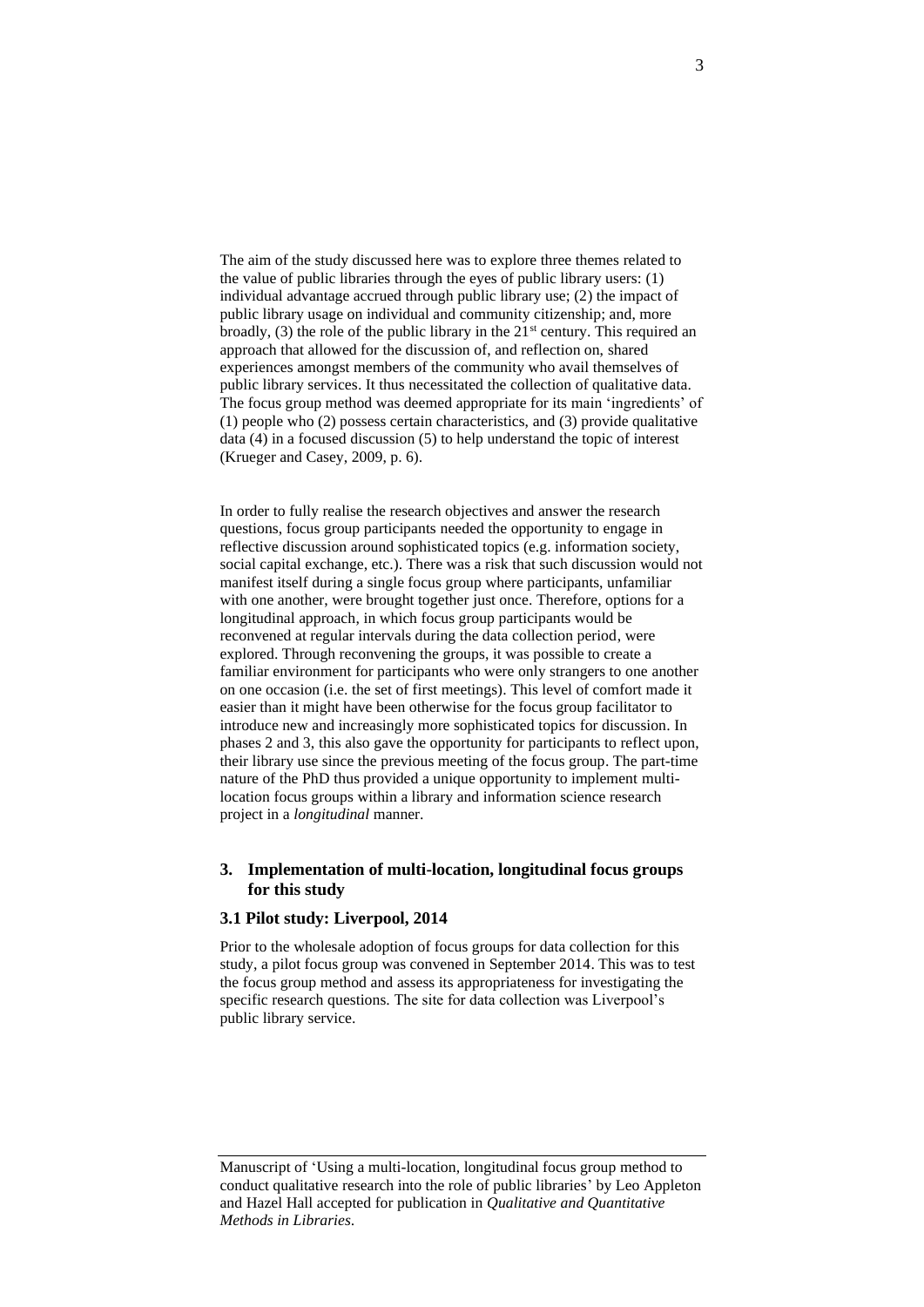The aim of the study discussed here was to explore three themes related to the value of public libraries through the eyes of public library users: (1) individual advantage accrued through public library use; (2) the impact of public library usage on individual and community citizenship; and, more broadly, (3) the role of the public library in the 21st century. This required an approach that allowed for the discussion of, and reflection on, shared experiences amongst members of the community who avail themselves of public library services. It thus necessitated the collection of qualitative data. The focus group method was deemed appropriate for its main 'ingredients' of (1) people who (2) possess certain characteristics, and (3) provide qualitative data (4) in a focused discussion (5) to help understand the topic of interest (Krueger and Casey, 2009, p. 6).

In order to fully realise the research objectives and answer the research questions, focus group participants needed the opportunity to engage in reflective discussion around sophisticated topics (e.g. information society, social capital exchange, etc.). There was a risk that such discussion would not manifest itself during a single focus group where participants, unfamiliar with one another, were brought together just once. Therefore, options for a longitudinal approach, in which focus group participants would be reconvened at regular intervals during the data collection period, were explored. Through reconvening the groups, it was possible to create a familiar environment for participants who were only strangers to one another on one occasion (i.e. the set of first meetings). This level of comfort made it easier than it might have been otherwise for the focus group facilitator to introduce new and increasingly more sophisticated topics for discussion. In phases 2 and 3, this also gave the opportunity for participants to reflect upon, their library use since the previous meeting of the focus group. The part-time nature of the PhD thus provided a unique opportunity to implement multi-location focus groups within a library and information science research project in a *longitudinal* manner.

## 3. Implementation of multi-location, longitudinal focus groups for this study

### 3.1 Pilot study: Liverpool, 2014

Prior to the wholesale adoption of focus groups for data collection for this study, a pilot focus group was convened in September 2014. This was to test the focus group method and assess its appropriateness for investigating the specific research questions. The site for data collection was Liverpool's public library service.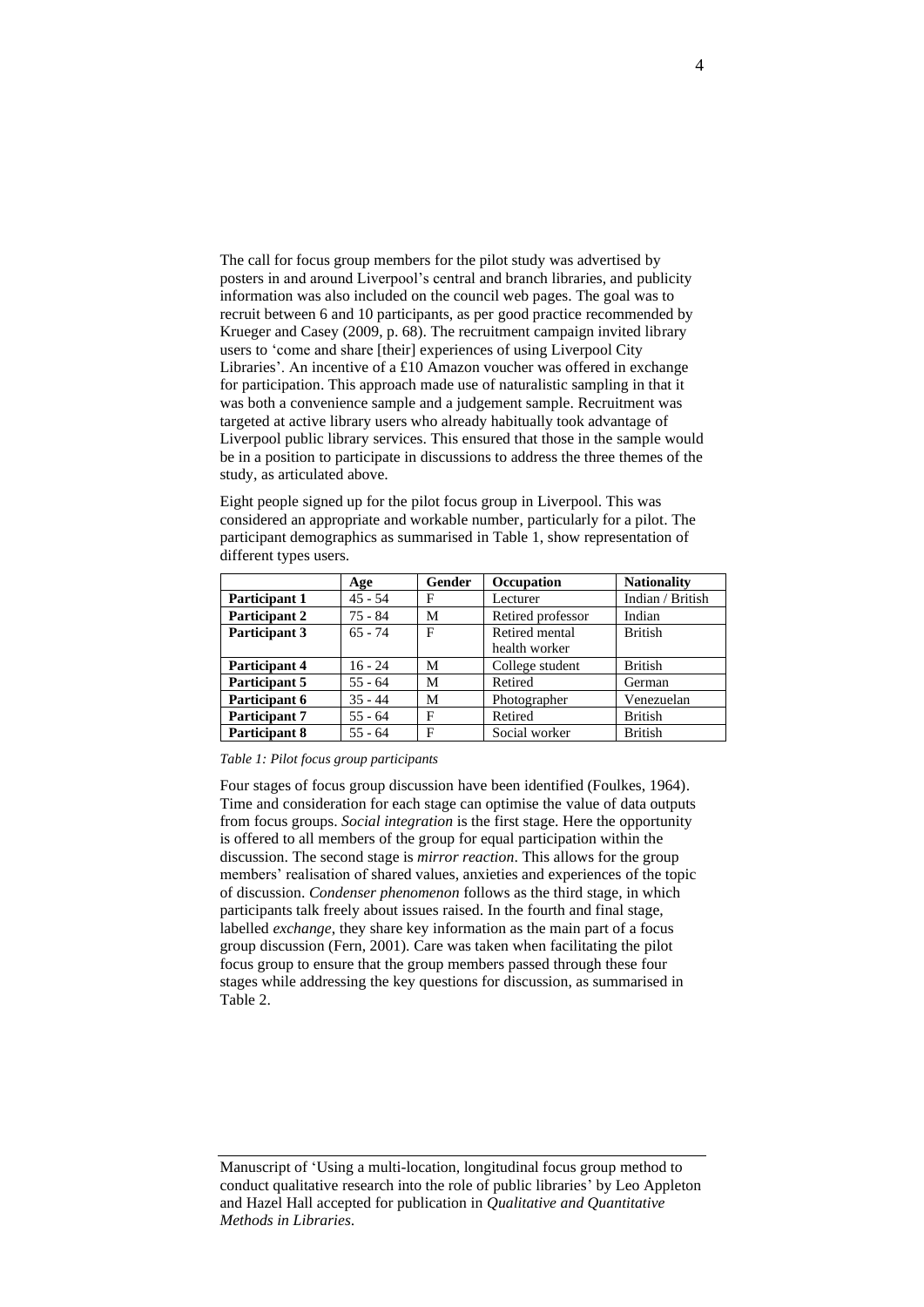The call for focus group members for the pilot study was advertised by posters in and around Liverpool's central and branch libraries, and publicity information was also included on the council web pages. The goal was to recruit between 6 and 10 participants, as per good practice recommended by Krueger and Casey (2009, p. 68). The recruitment campaign invited library users to 'come and share [their] experiences of using Liverpool City Libraries'. An incentive of a £10 Amazon voucher was offered in exchange for participation. This approach made use of naturalistic sampling in that it was both a convenience sample and a judgement sample. Recruitment was targeted at active library users who already habitually took advantage of Liverpool public library services. This ensured that those in the sample would be in a position to participate in discussions to address the three themes of the study, as articulated above.

Eight people signed up for the pilot focus group in Liverpool. This was considered an appropriate and workable number, particularly for a pilot. The participant demographics as summarised in Table 1, show representation of different types users.

| | Age | Gender | Occupation | Nationality |
|---|---|---|---|---|
| **Participant 1** | 45 - 54 | F | Lecturer | Indian / British |
| **Participant 2** | 75 - 84 | M | Retired professor | Indian |
| **Participant 3** | 65 - 74 | F | Retired mental health worker | British |
| **Participant 4** | 16 - 24 | M | College student | British |
| **Participant 5** | 55 - 64 | M | Retired | German |
| **Participant 6** | 35 - 44 | M | Photographer | Venezuelan |
| **Participant 7** | 55 - 64 | F | Retired | British |
| **Participant 8** | 55 - 64 | F | Social worker | British |

*Table 1: Pilot focus group participants*

Four stages of focus group discussion have been identified (Foulkes, 1964). Time and consideration for each stage can optimise the value of data outputs from focus groups. *Social integration* is the first stage. Here the opportunity is offered to all members of the group for equal participation within the discussion. The second stage is *mirror reaction*. This allows for the group members' realisation of shared values, anxieties and experiences of the topic of discussion. *Condenser phenomenon* follows as the third stage, in which participants talk freely about issues raised. In the fourth and final stage, labelled *exchange*, they share key information as the main part of a focus group discussion (Fern, 2001). Care was taken when facilitating the pilot focus group to ensure that the group members passed through these four stages while addressing the key questions for discussion, as summarised in Table 2.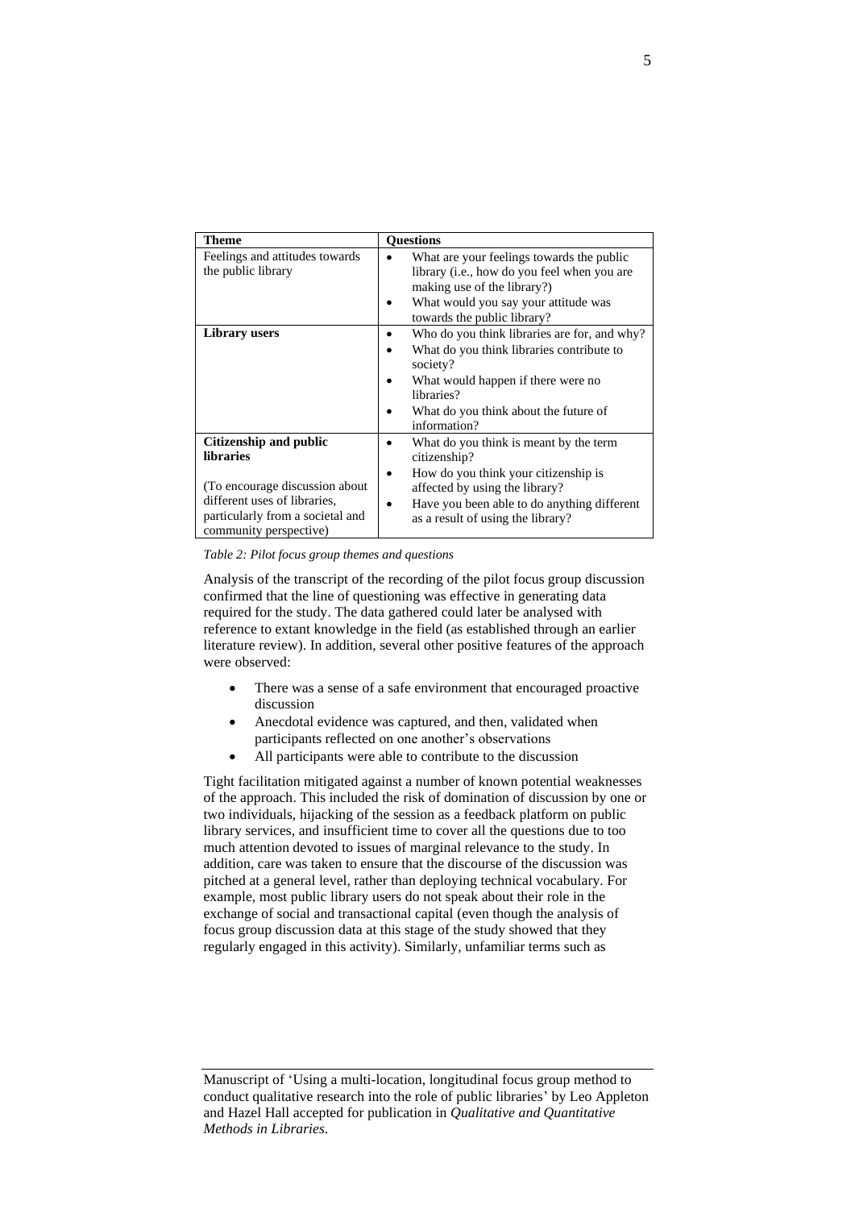| **Theme** | **Questions** |
|---|---|
| Feelings and attitudes towards the public library | • What are your feelings towards the public library (i.e., how do you feel when you are making use of the library?) <br> • What would you say your attitude was towards the public library? |
| **Library users** | • Who do you think libraries are for, and why? <br> • What do you think libraries contribute to society? <br> • What would happen if there were no libraries? <br> • What do you think about the future of information? |
| **Citizenship and public libraries** <br><br> (To encourage discussion about different uses of libraries, particularly from a societal and community perspective) | • What do you think is meant by the term citizenship? <br> • How do you think your citizenship is affected by using the library? <br> • Have you been able to do anything different as a result of using the library? |

*Table 2: Pilot focus group themes and questions*

Analysis of the transcript of the recording of the pilot focus group discussion confirmed that the line of questioning was effective in generating data required for the study. The data gathered could later be analysed with reference to extant knowledge in the field (as established through an earlier literature review). In addition, several other positive features of the approach were observed:

- There was a sense of a safe environment that encouraged proactive discussion
- Anecdotal evidence was captured, and then, validated when participants reflected on one another's observations
- All participants were able to contribute to the discussion

Tight facilitation mitigated against a number of known potential weaknesses of the approach. This included the risk of domination of discussion by one or two individuals, hijacking of the session as a feedback platform on public library services, and insufficient time to cover all the questions due to too much attention devoted to issues of marginal relevance to the study. In addition, care was taken to ensure that the discourse of the discussion was pitched at a general level, rather than deploying technical vocabulary. For example, most public library users do not speak about their role in the exchange of social and transactional capital (even though the analysis of focus group discussion data at this stage of the study showed that they regularly engaged in this activity). Similarly, unfamiliar terms such as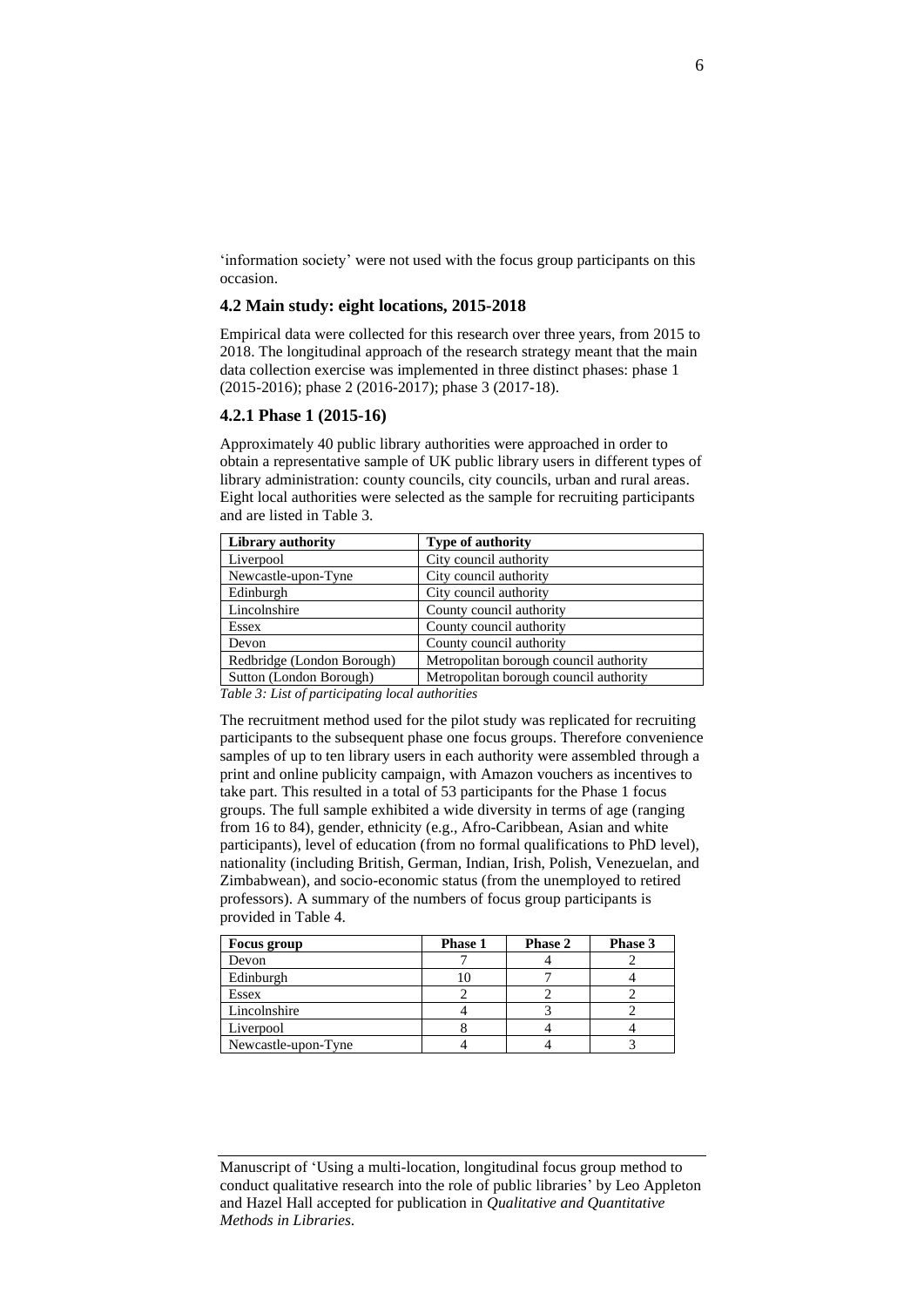'information society' were not used with the focus group participants on this occasion.

### 4.2 Main study: eight locations, 2015-2018

Empirical data were collected for this research over three years, from 2015 to 2018. The longitudinal approach of the research strategy meant that the main data collection exercise was implemented in three distinct phases: phase 1 (2015-2016); phase 2 (2016-2017); phase 3 (2017-18).

#### 4.2.1 Phase 1 (2015-16)

Approximately 40 public library authorities were approached in order to obtain a representative sample of UK public library users in different types of library administration: county councils, city councils, urban and rural areas. Eight local authorities were selected as the sample for recruiting participants and are listed in Table 3.

| Library authority | Type of authority |
|---|---|
| Liverpool | City council authority |
| Newcastle-upon-Tyne | City council authority |
| Edinburgh | City council authority |
| Lincolnshire | County council authority |
| Essex | County council authority |
| Devon | County council authority |
| Redbridge (London Borough) | Metropolitan borough council authority |
| Sutton (London Borough) | Metropolitan borough council authority |

*Table 3: List of participating local authorities*

The recruitment method used for the pilot study was replicated for recruiting participants to the subsequent phase one focus groups. Therefore convenience samples of up to ten library users in each authority were assembled through a print and online publicity campaign, with Amazon vouchers as incentives to take part. This resulted in a total of 53 participants for the Phase 1 focus groups. The full sample exhibited a wide diversity in terms of age (ranging from 16 to 84), gender, ethnicity (e.g., Afro-Caribbean, Asian and white participants), level of education (from no formal qualifications to PhD level), nationality (including British, German, Indian, Irish, Polish, Venezuelan, and Zimbabwean), and socio-economic status (from the unemployed to retired professors). A summary of the numbers of focus group participants is provided in Table 4.

| Focus group | Phase 1 | Phase 2 | Phase 3 |
|---|---|---|---|
| Devon | 7 | 4 | 2 |
| Edinburgh | 10 | 7 | 4 |
| Essex | 2 | 2 | 2 |
| Lincolnshire | 4 | 3 | 2 |
| Liverpool | 8 | 4 | 4 |
| Newcastle-upon-Tyne | 4 | 4 | 3 |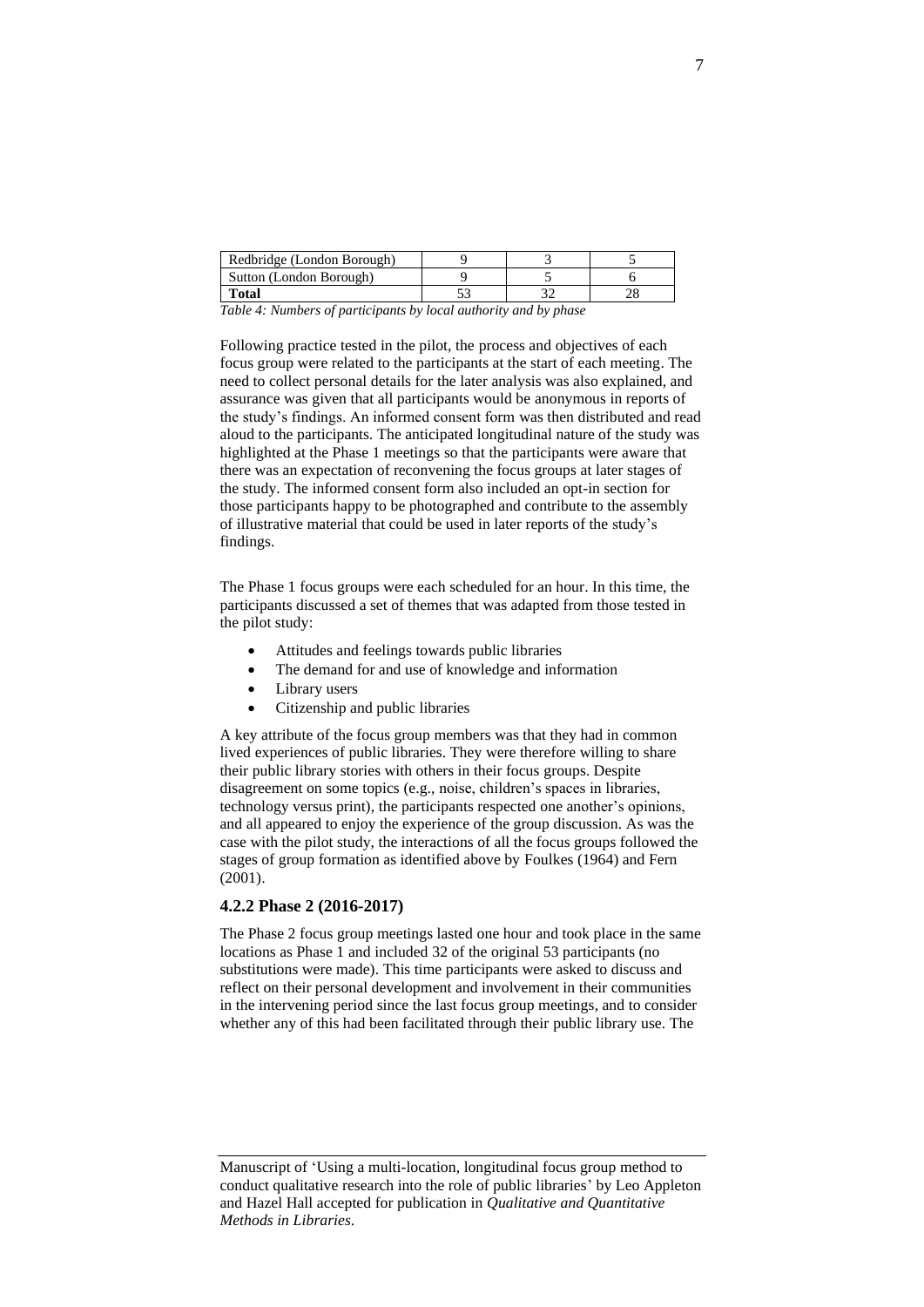| Redbridge (London Borough) | 9 | 3 | 5 |
|---|---|---|---|
| Sutton (London Borough) | 9 | 5 | 6 |
| **Total** | 53 | 32 | 28 |

*Table 4: Numbers of participants by local authority and by phase*

Following practice tested in the pilot, the process and objectives of each focus group were related to the participants at the start of each meeting. The need to collect personal details for the later analysis was also explained, and assurance was given that all participants would be anonymous in reports of the study's findings. An informed consent form was then distributed and read aloud to the participants. The anticipated longitudinal nature of the study was highlighted at the Phase 1 meetings so that the participants were aware that there was an expectation of reconvening the focus groups at later stages of the study. The informed consent form also included an opt-in section for those participants happy to be photographed and contribute to the assembly of illustrative material that could be used in later reports of the study's findings.

The Phase 1 focus groups were each scheduled for an hour. In this time, the participants discussed a set of themes that was adapted from those tested in the pilot study:

- Attitudes and feelings towards public libraries
- The demand for and use of knowledge and information
- Library users
- Citizenship and public libraries

A key attribute of the focus group members was that they had in common lived experiences of public libraries. They were therefore willing to share their public library stories with others in their focus groups. Despite disagreement on some topics (e.g., noise, children's spaces in libraries, technology versus print), the participants respected one another's opinions, and all appeared to enjoy the experience of the group discussion. As was the case with the pilot study, the interactions of all the focus groups followed the stages of group formation as identified above by Foulkes (1964) and Fern (2001).

### 4.2.2 Phase 2 (2016-2017)

The Phase 2 focus group meetings lasted one hour and took place in the same locations as Phase 1 and included 32 of the original 53 participants (no substitutions were made). This time participants were asked to discuss and reflect on their personal development and involvement in their communities in the intervening period since the last focus group meetings, and to consider whether any of this had been facilitated through their public library use. The

Manuscript of 'Using a multi-location, longitudinal focus group method to conduct qualitative research into the role of public libraries' by Leo Appleton and Hazel Hall accepted for publication in *Qualitative and Quantitative Methods in Libraries*.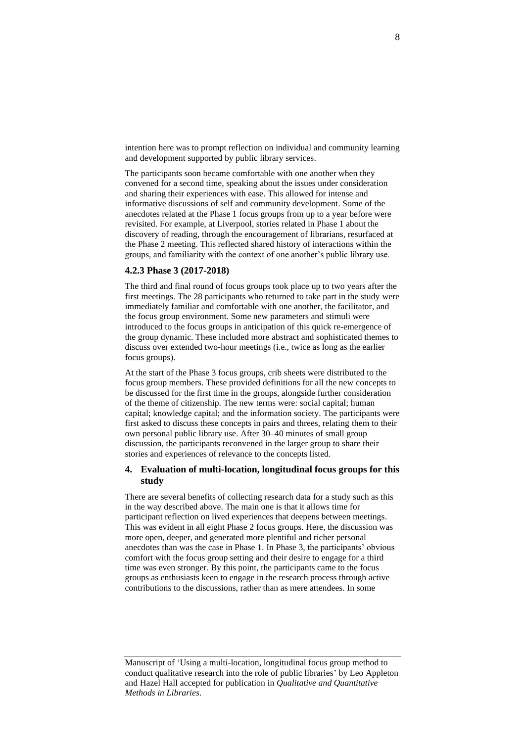intention here was to prompt reflection on individual and community learning and development supported by public library services.

The participants soon became comfortable with one another when they convened for a second time, speaking about the issues under consideration and sharing their experiences with ease. This allowed for intense and informative discussions of self and community development. Some of the anecdotes related at the Phase 1 focus groups from up to a year before were revisited. For example, at Liverpool, stories related in Phase 1 about the discovery of reading, through the encouragement of librarians, resurfaced at the Phase 2 meeting. This reflected shared history of interactions within the groups, and familiarity with the context of one another's public library use.

### 4.2.3 Phase 3 (2017-2018)

The third and final round of focus groups took place up to two years after the first meetings. The 28 participants who returned to take part in the study were immediately familiar and comfortable with one another, the facilitator, and the focus group environment. Some new parameters and stimuli were introduced to the focus groups in anticipation of this quick re-emergence of the group dynamic. These included more abstract and sophisticated themes to discuss over extended two-hour meetings (i.e., twice as long as the earlier focus groups).

At the start of the Phase 3 focus groups, crib sheets were distributed to the focus group members. These provided definitions for all the new concepts to be discussed for the first time in the groups, alongside further consideration of the theme of citizenship. The new terms were: social capital; human capital; knowledge capital; and the information society. The participants were first asked to discuss these concepts in pairs and threes, relating them to their own personal public library use. After 30–40 minutes of small group discussion, the participants reconvened in the larger group to share their stories and experiences of relevance to the concepts listed.

## 4. Evaluation of multi-location, longitudinal focus groups for this study

There are several benefits of collecting research data for a study such as this in the way described above. The main one is that it allows time for participant reflection on lived experiences that deepens between meetings. This was evident in all eight Phase 2 focus groups. Here, the discussion was more open, deeper, and generated more plentiful and richer personal anecdotes than was the case in Phase 1. In Phase 3, the participants' obvious comfort with the focus group setting and their desire to engage for a third time was even stronger. By this point, the participants came to the focus groups as enthusiasts keen to engage in the research process through active contributions to the discussions, rather than as mere attendees. In some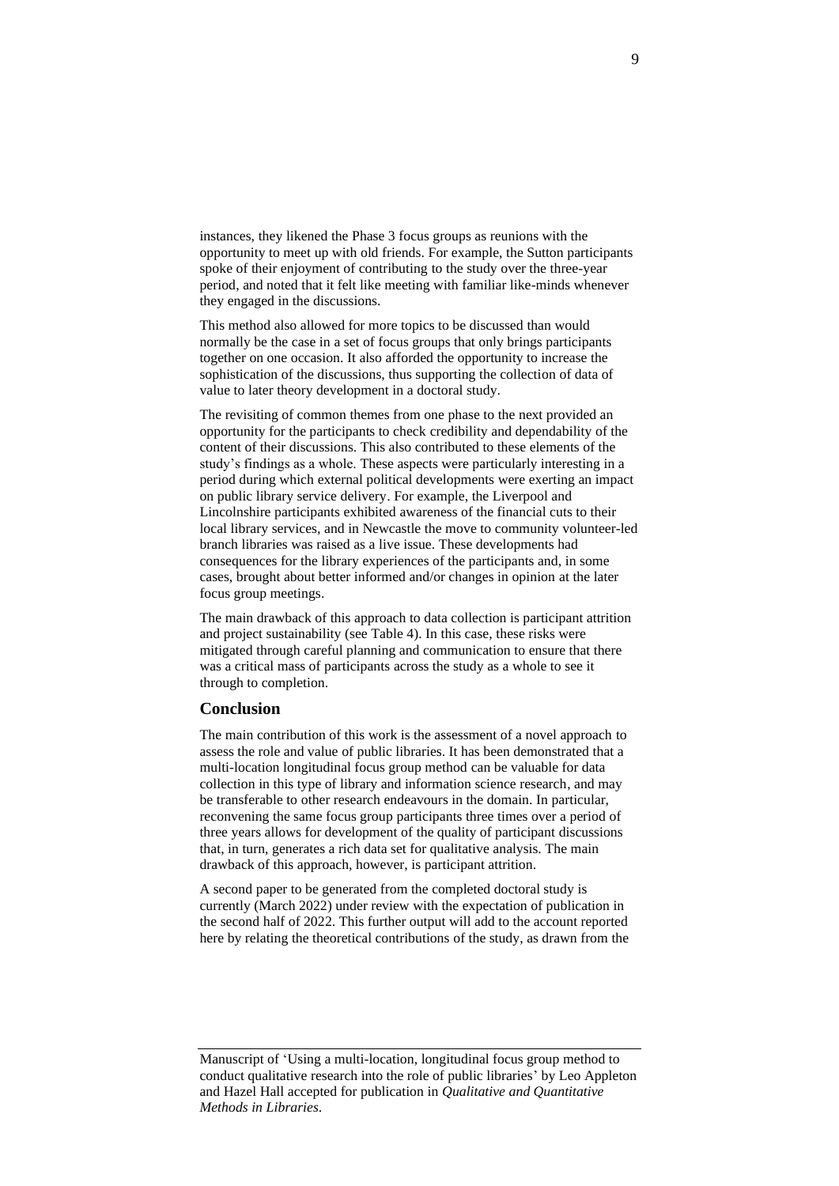instances, they likened the Phase 3 focus groups as reunions with the opportunity to meet up with old friends. For example, the Sutton participants spoke of their enjoyment of contributing to the study over the three-year period, and noted that it felt like meeting with familiar like-minds whenever they engaged in the discussions.

This method also allowed for more topics to be discussed than would normally be the case in a set of focus groups that only brings participants together on one occasion. It also afforded the opportunity to increase the sophistication of the discussions, thus supporting the collection of data of value to later theory development in a doctoral study.

The revisiting of common themes from one phase to the next provided an opportunity for the participants to check credibility and dependability of the content of their discussions. This also contributed to these elements of the study's findings as a whole. These aspects were particularly interesting in a period during which external political developments were exerting an impact on public library service delivery. For example, the Liverpool and Lincolnshire participants exhibited awareness of the financial cuts to their local library services, and in Newcastle the move to community volunteer-led branch libraries was raised as a live issue. These developments had consequences for the library experiences of the participants and, in some cases, brought about better informed and/or changes in opinion at the later focus group meetings.

The main drawback of this approach to data collection is participant attrition and project sustainability (see Table 4). In this case, these risks were mitigated through careful planning and communication to ensure that there was a critical mass of participants across the study as a whole to see it through to completion.

## Conclusion

The main contribution of this work is the assessment of a novel approach to assess the role and value of public libraries. It has been demonstrated that a multi-location longitudinal focus group method can be valuable for data collection in this type of library and information science research, and may be transferable to other research endeavours in the domain. In particular, reconvening the same focus group participants three times over a period of three years allows for development of the quality of participant discussions that, in turn, generates a rich data set for qualitative analysis. The main drawback of this approach, however, is participant attrition.

A second paper to be generated from the completed doctoral study is currently (March 2022) under review with the expectation of publication in the second half of 2022. This further output will add to the account reported here by relating the theoretical contributions of the study, as drawn from the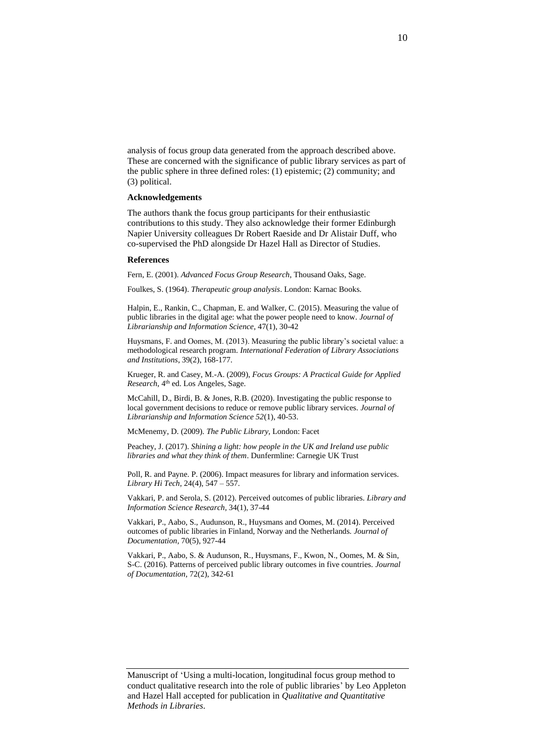analysis of focus group data generated from the approach described above. These are concerned with the significance of public library services as part of the public sphere in three defined roles: (1) epistemic; (2) community; and (3) political.

### Acknowledgements

The authors thank the focus group participants for their enthusiastic contributions to this study. They also acknowledge their former Edinburgh Napier University colleagues Dr Robert Raeside and Dr Alistair Duff, who co-supervised the PhD alongside Dr Hazel Hall as Director of Studies.

### References

Fern, E. (2001). *Advanced Focus Group Research*, Thousand Oaks, Sage.

Foulkes, S. (1964). *Therapeutic group analysis*. London: Karnac Books.

Halpin, E., Rankin, C., Chapman, E. and Walker, C. (2015). Measuring the value of public libraries in the digital age: what the power people need to know. *Journal of Librarianship and Information Science*, 47(1), 30-42

Huysmans, F. and Oomes, M. (2013). Measuring the public library's societal value: a methodological research program. *International Federation of Library Associations and Institutions*, 39(2), 168-177.

Krueger, R. and Casey, M.-A. (2009), *Focus Groups: A Practical Guide for Applied Research*, 4th ed. Los Angeles, Sage.

McCahill, D., Birdi, B. & Jones, R.B. (2020). Investigating the public response to local government decisions to reduce or remove public library services. *Journal of Librarianship and Information Science 52*(1), 40-53.

McMenemy, D. (2009). *The Public Library*, London: Facet

Peachey, J. (2017). *Shining a light: how people in the UK and Ireland use public libraries and what they think of them*. Dunfermline: Carnegie UK Trust

Poll, R. and Payne. P. (2006). Impact measures for library and information services. *Library Hi Tech*, 24(4), 547 – 557.

Vakkari, P. and Serola, S. (2012). Perceived outcomes of public libraries. *Library and Information Science Research*, 34(1), 37-44

Vakkari, P., Aabo, S., Audunson, R., Huysmans and Oomes, M. (2014). Perceived outcomes of public libraries in Finland, Norway and the Netherlands. *Journal of Documentation*, 70(5), 927-44

Vakkari, P., Aabo, S. & Audunson, R., Huysmans, F., Kwon, N., Oomes, M. & Sin, S-C. (2016). Patterns of perceived public library outcomes in five countries. *Journal of Documentation*, 72(2), 342-61

Manuscript of 'Using a multi-location, longitudinal focus group method to conduct qualitative research into the role of public libraries' by Leo Appleton and Hazel Hall accepted for publication in *Qualitative and Quantitative Methods in Libraries*.